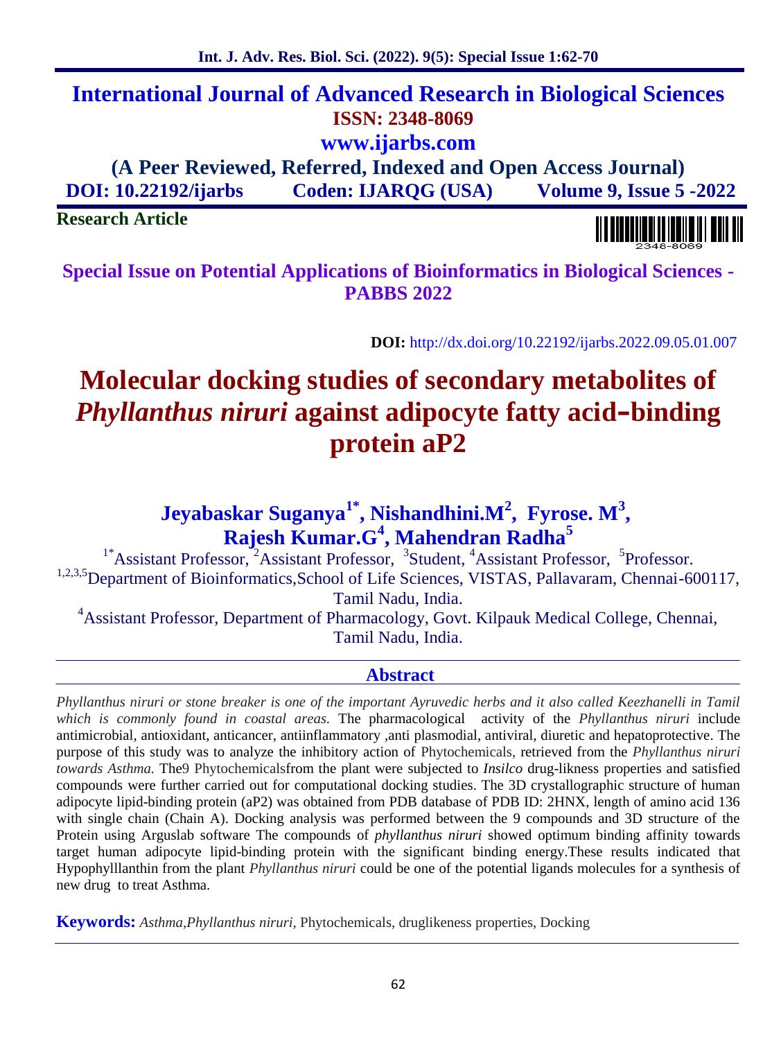# International Journal of Advanced Research in Biological Sciences

**ISSN: 2348-8069**

**www.ijarbs.com**

**(A Peer Reviewed, Referred, Indexed and Open Access Journal)**

**DOI: 10.22192/ijarbs Coden: IJARQG (USA) Volume 9, Issue 5 -2022**

**Research Article**

**Special Issue on Potential Applications of Bioinformatics in Biological Sciences - PABBS 2022**

**DOI:** http://dx.doi.org/10.22192/ijarbs.2022.09.05.01.007

# Molecular docking studies of secondary metabolites of *Phyllanthus niruri* against adipocyte fatty acid–binding protein aP2

**Jeyabaskar Suganya[1*], Nishandhini.M[2], Fyrose. M[3], Rajesh Kumar.G[4], Mahendran Radha[5]**

[1*]Assistant Professor, [2]Assistant Professor, [3]Student, [4]Assistant Professor, [5]Professor.

[1,2,3,5]Department of Bioinformatics,School of Life Sciences, VISTAS, Pallavaram, Chennai-600117, Tamil Nadu, India.

[4]Assistant Professor, Department of Pharmacology, Govt. Kilpauk Medical College, Chennai, Tamil Nadu, India.

## Abstract

*Phyllanthus niruri or stone breaker is one of the important Ayruvedic herbs and it also called Keezhanelli in Tamil which is commonly found in coastal areas.* The pharmacological activity of the *Phyllanthus niruri* include antimicrobial, antioxidant, anticancer, antiinflammatory ,anti plasmodial, antiviral, diuretic and hepatoprotective. The purpose of this study was to analyze the inhibitory action of Phytochemicals, retrieved from the *Phyllanthus niruri towards Asthma.* The9 Phytochemicalsfrom the plant were subjected to *Insilco* drug-likness properties and satisfied compounds were further carried out for computational docking studies. The 3D crystallographic structure of human adipocyte lipid-binding protein (aP2) was obtained from PDB database of PDB ID: 2HNX, length of amino acid 136 with single chain (Chain A). Docking analysis was performed between the 9 compounds and 3D structure of the Protein using Arguslab software The compounds of *phyllanthus niruri* showed optimum binding affinity towards target human adipocyte lipid-binding protein with the significant binding energy.These results indicated that Hypophylllanthin from the plant *Phyllanthus niruri* could be one of the potential ligands molecules for a synthesis of new drug to treat Asthma.

**Keywords:** *Asthma,Phyllanthus niruri,* Phytochemicals, druglikeness properties, Docking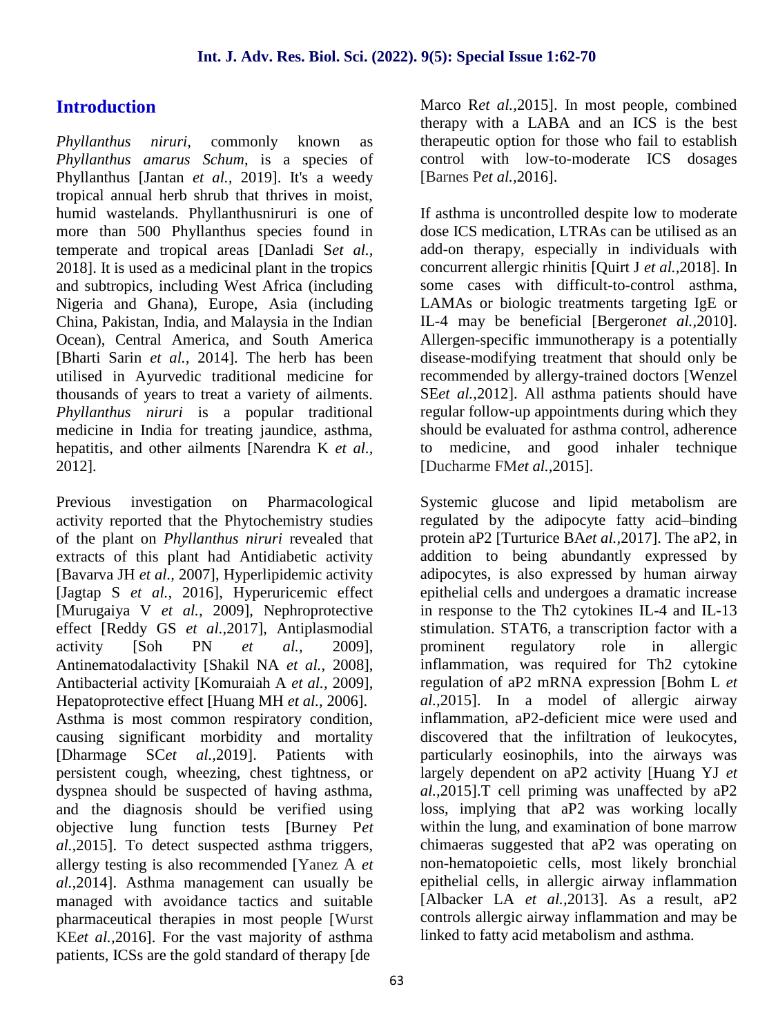## Introduction

*Phyllanthus niruri*, commonly known as *Phyllanthus amarus Schum*, is a species of Phyllanthus [Jantan *et al.,* 2019]. It's a weedy tropical annual herb shrub that thrives in moist, humid wastelands. Phyllanthusniruri is one of more than 500 Phyllanthus species found in temperate and tropical areas [Danladi S*et al.,* 2018]. It is used as a medicinal plant in the tropics and subtropics, including West Africa (including Nigeria and Ghana), Europe, Asia (including China, Pakistan, India, and Malaysia in the Indian Ocean), Central America, and South America [Bharti Sarin *et al.,* 2014]. The herb has been utilised in Ayurvedic traditional medicine for thousands of years to treat a variety of ailments. *Phyllanthus niruri* is a popular traditional medicine in India for treating jaundice, asthma, hepatitis, and other ailments [Narendra K *et al.,* 2012].

Previous investigation on Pharmacological activity reported that the Phytochemistry studies of the plant on *Phyllanthus niruri* revealed that extracts of this plant had Antidiabetic activity [Bavarva JH *et al.,* 2007], Hyperlipidemic activity [Jagtap S *et al.,* 2016], Hyperuricemic effect [Murugaiya V *et al.,* 2009], Nephroprotective effect [Reddy GS *et al.,*2017], Antiplasmodial activity [Soh PN *et al.,* 2009], Antinematodalactivity [Shakil NA *et al.,* 2008], Antibacterial activity [Komuraiah A *et al.,* 2009], Hepatoprotective effect [Huang MH *et al.,* 2006]. Asthma is most common respiratory condition, causing significant morbidity and mortality [Dharmage SC*et al.,*2019]. Patients with persistent cough, wheezing, chest tightness, or dyspnea should be suspected of having asthma, and the diagnosis should be verified using objective lung function tests [Burney P*et al.,*2015]. To detect suspected asthma triggers, allergy testing is also recommended [Yanez A *et al.,*2014]. Asthma management can usually be managed with avoidance tactics and suitable pharmaceutical therapies in most people [Wurst KE*et al.,*2016]. For the vast majority of asthma patients, ICSs are the gold standard of therapy [de Marco R*et al.,*2015]. In most people, combined therapy with a LABA and an ICS is the best therapeutic option for those who fail to establish control with low-to-moderate ICS dosages [Barnes P*et al.,*2016].

If asthma is uncontrolled despite low to moderate dose ICS medication, LTRAs can be utilised as an add-on therapy, especially in individuals with concurrent allergic rhinitis [Quirt J *et al.,*2018]. In some cases with difficult-to-control asthma, LAMAs or biologic treatments targeting IgE or IL-4 may be beneficial [Bergeron*et al.,*2010]. Allergen-specific immunotherapy is a potentially disease-modifying treatment that should only be recommended by allergy-trained doctors [Wenzel SE*et al.,*2012]. All asthma patients should have regular follow-up appointments during which they should be evaluated for asthma control, adherence to medicine, and good inhaler technique [Ducharme FM*et al.,*2015].

Systemic glucose and lipid metabolism are regulated by the adipocyte fatty acid–binding protein aP2 [Turturice BA*et al.,*2017]. The aP2, in addition to being abundantly expressed by adipocytes, is also expressed by human airway epithelial cells and undergoes a dramatic increase in response to the Th2 cytokines IL-4 and IL-13 stimulation. STAT6, a transcription factor with a prominent regulatory role in allergic inflammation, was required for Th2 cytokine regulation of aP2 mRNA expression [Bohm L *et al.,*2015]. In a model of allergic airway inflammation, aP2-deficient mice were used and discovered that the infiltration of leukocytes, particularly eosinophils, into the airways was largely dependent on aP2 activity [Huang YJ *et al.,*2015].T cell priming was unaffected by aP2 loss, implying that aP2 was working locally within the lung, and examination of bone marrow chimaeras suggested that aP2 was operating on non-hematopoietic cells, most likely bronchial epithelial cells, in allergic airway inflammation [Albacker LA *et al.,*2013]. As a result, aP2 controls allergic airway inflammation and may be linked to fatty acid metabolism and asthma.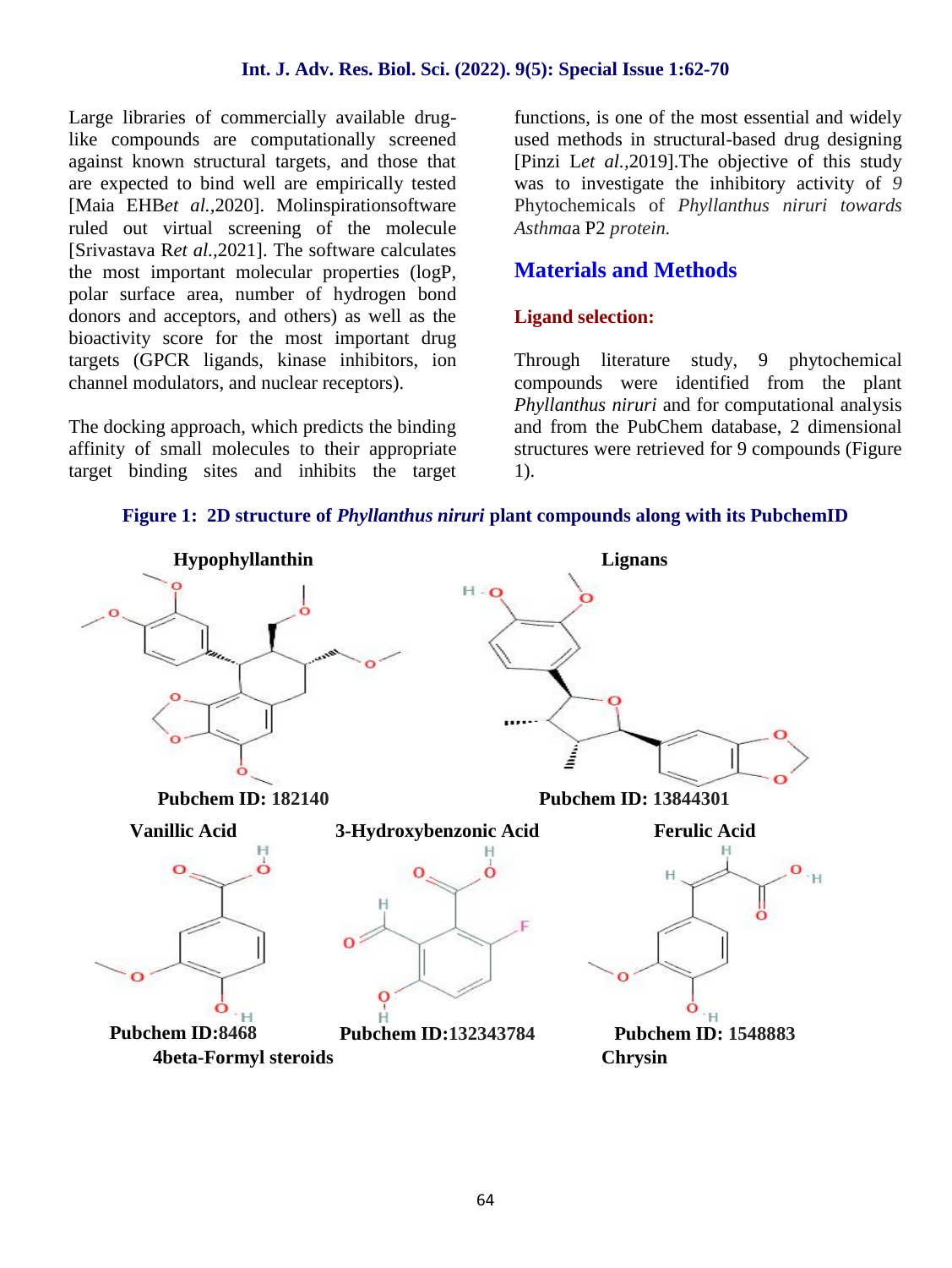Large libraries of commercially available drug-like compounds are computationally screened against known structural targets, and those that are expected to bind well are empirically tested [Maia EHB*et al.*,2020]. Molinspirationsoftware ruled out virtual screening of the molecule [Srivastava R*et al.*,2021]. The software calculates the most important molecular properties (logP, polar surface area, number of hydrogen bond donors and acceptors, and others) as well as the bioactivity score for the most important drug targets (GPCR ligands, kinase inhibitors, ion channel modulators, and nuclear receptors).

The docking approach, which predicts the binding affinity of small molecules to their appropriate target binding sites and inhibits the target functions, is one of the most essential and widely used methods in structural-based drug designing [Pinzi L*et al.*,2019].The objective of this study was to investigate the inhibitory activity of *9* Phytochemicals of *Phyllanthus niruri towards Asthma*a P2 *protein.*

## Materials and Methods

### Ligand selection:

Through literature study, 9 phytochemical compounds were identified from the plant *Phyllanthus niruri* and for computational analysis and from the PubChem database, 2 dimensional structures were retrieved for 9 compounds (Figure 1).

**Figure 1: 2D structure of *Phyllanthus niruri* plant compounds along with its PubchemID**

**Hypophyllanthin**

**Pubchem ID: 182140**

**Lignans**

**Pubchem ID: 13844301**

**Vanillic Acid**

**Pubchem ID:8468**

**3-Hydroxybenzonic Acid**

**Pubchem ID:132343784**

**Ferulic Acid**

**Pubchem ID: 1548883**

**4beta-Formyl steroids**

**Chrysin**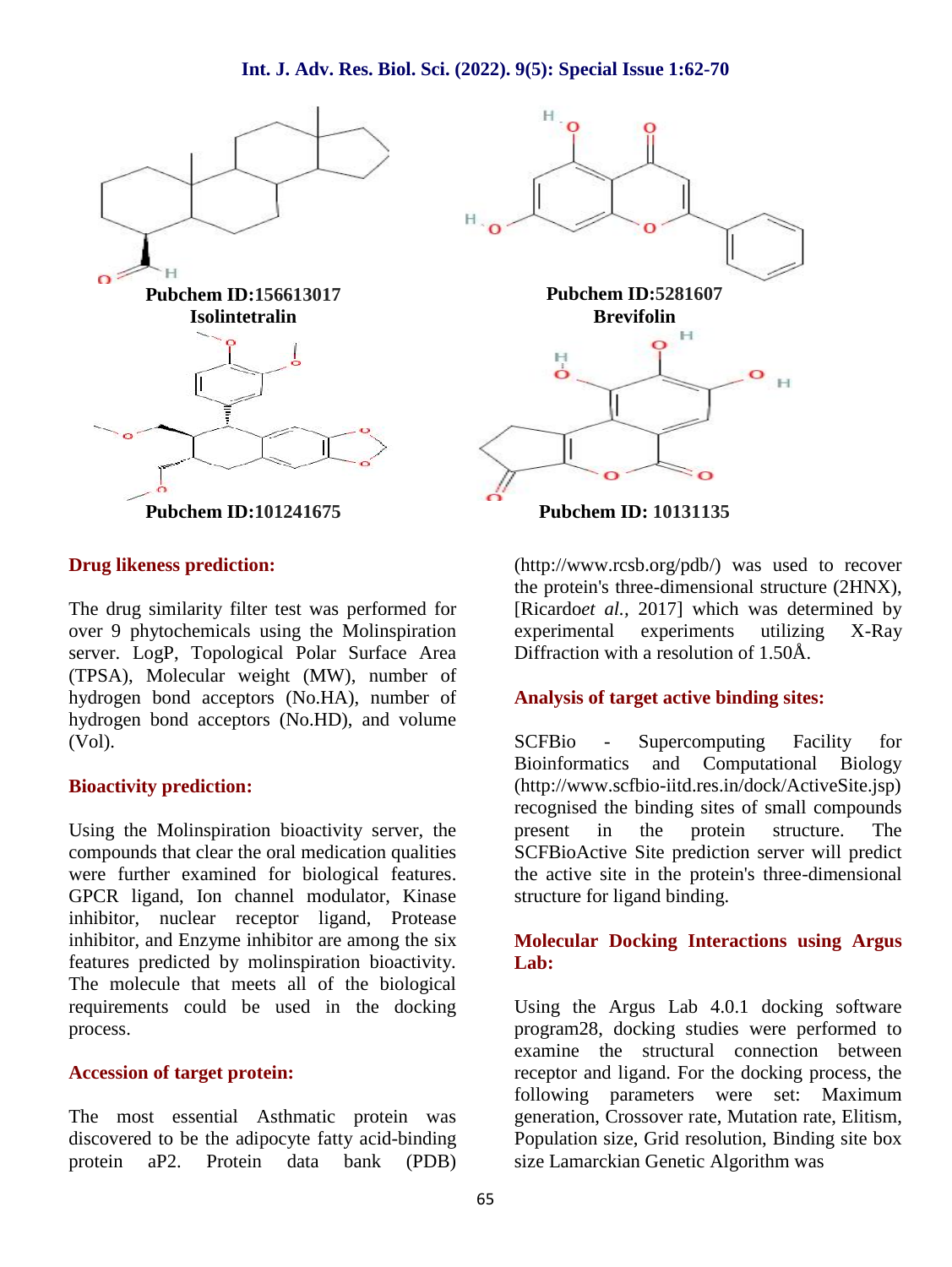**Pubchem ID:156613017**
**Isolintetralin**

**Pubchem ID:5281607**
**Brevifolin**

**Pubchem ID:101241675**

**Pubchem ID: 10131135**

### Drug likeness prediction:

The drug similarity filter test was performed for over 9 phytochemicals using the Molinspiration server. LogP, Topological Polar Surface Area (TPSA), Molecular weight (MW), number of hydrogen bond acceptors (No.HA), number of hydrogen bond acceptors (No.HD), and volume (Vol).

### Bioactivity prediction:

Using the Molinspiration bioactivity server, the compounds that clear the oral medication qualities were further examined for biological features. GPCR ligand, Ion channel modulator, Kinase inhibitor, nuclear receptor ligand, Protease inhibitor, and Enzyme inhibitor are among the six features predicted by molinspiration bioactivity. The molecule that meets all of the biological requirements could be used in the docking process.

### Accession of target protein:

The most essential Asthmatic protein was discovered to be the adipocyte fatty acid-binding protein aP2. Protein data bank (PDB) (http://www.rcsb.org/pdb/) was used to recover the protein's three-dimensional structure (2HNX), [Ricardo*et al.,* 2017] which was determined by experimental experiments utilizing X-Ray Diffraction with a resolution of 1.50Å.

### Analysis of target active binding sites:

SCFBio - Supercomputing Facility for Bioinformatics and Computational Biology (http://www.scfbio-iitd.res.in/dock/ActiveSite.jsp) recognised the binding sites of small compounds present in the protein structure. The SCFBioActive Site prediction server will predict the active site in the protein's three-dimensional structure for ligand binding.

### Molecular Docking Interactions using Argus Lab:

Using the Argus Lab 4.0.1 docking software program28, docking studies were performed to examine the structural connection between receptor and ligand. For the docking process, the following parameters were set: Maximum generation, Crossover rate, Mutation rate, Elitism, Population size, Grid resolution, Binding site box size Lamarckian Genetic Algorithm was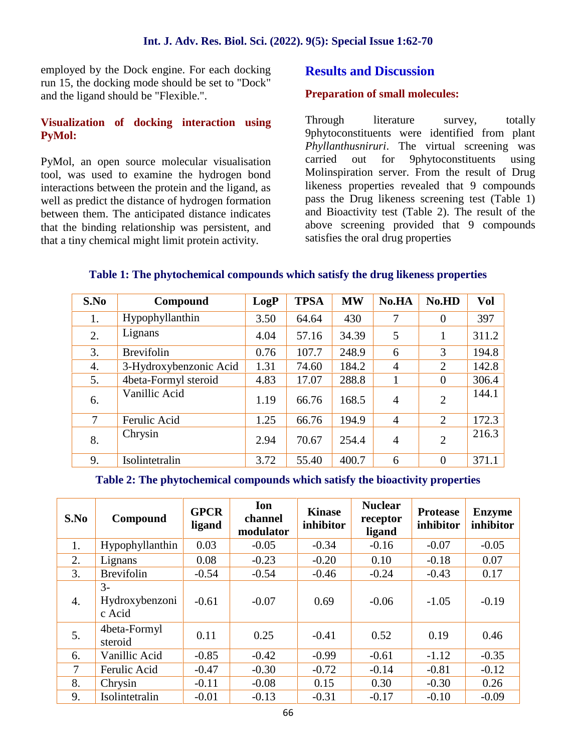employed by the Dock engine. For each docking run 15, the docking mode should be set to "Dock" and the ligand should be "Flexible.".

### Visualization of docking interaction using PyMol:

PyMol, an open source molecular visualisation tool, was used to examine the hydrogen bond interactions between the protein and the ligand, as well as predict the distance of hydrogen formation between them. The anticipated distance indicates that the binding relationship was persistent, and that a tiny chemical might limit protein activity.

## Results and Discussion

### Preparation of small molecules:

Through literature survey, totally 9phytoconstituents were identified from plant *Phyllanthusniruri*. The virtual screening was carried out for 9phytoconstituents using Molinspiration server. From the result of Drug likeness properties revealed that 9 compounds pass the Drug likeness screening test (Table 1) and Bioactivity test (Table 2). The result of the above screening provided that 9 compounds satisfies the oral drug properties

**Table 1: The phytochemical compounds which satisfy the drug likeness properties**

| S.No | Compound | LogP | TPSA | MW | No.HA | No.HD | Vol |
|---|---|---|---|---|---|---|---|
| 1. | Hypophyllanthin | 3.50 | 64.64 | 430 | 7 | 0 | 397 |
| 2. | Lignans | 4.04 | 57.16 | 34.39 | 5 | 1 | 311.2 |
| 3. | Brevifolin | 0.76 | 107.7 | 248.9 | 6 | 3 | 194.8 |
| 4. | 3-Hydroxybenzonic Acid | 1.31 | 74.60 | 184.2 | 4 | 2 | 142.8 |
| 5. | 4beta-Formyl steroid | 4.83 | 17.07 | 288.8 | 1 | 0 | 306.4 |
| 6. | Vanillic Acid | 1.19 | 66.76 | 168.5 | 4 | 2 | 144.1 |
| 7 | Ferulic Acid | 1.25 | 66.76 | 194.9 | 4 | 2 | 172.3 |
| 8. | Chrysin | 2.94 | 70.67 | 254.4 | 4 | 2 | 216.3 |
| 9. | Isolintetralin | 3.72 | 55.40 | 400.7 | 6 | 0 | 371.1 |

**Table 2: The phytochemical compounds which satisfy the bioactivity properties**

| S.No | Compound | GPCR ligand | Ion channel modulator | Kinase inhibitor | Nuclear receptor ligand | Protease inhibitor | Enzyme inhibitor |
|---|---|---|---|---|---|---|---|
| 1. | Hypophyllanthin | 0.03 | -0.05 | -0.34 | -0.16 | -0.07 | -0.05 |
| 2. | Lignans | 0.08 | -0.23 | -0.20 | 0.10 | -0.18 | 0.07 |
| 3. | Brevifolin | -0.54 | -0.54 | -0.46 | -0.24 | -0.43 | 0.17 |
| 4. | 3-Hydroxybenzonic Acid | -0.61 | -0.07 | 0.69 | -0.06 | -1.05 | -0.19 |
| 5. | 4beta-Formyl steroid | 0.11 | 0.25 | -0.41 | 0.52 | 0.19 | 0.46 |
| 6. | Vanillic Acid | -0.85 | -0.42 | -0.99 | -0.61 | -1.12 | -0.35 |
| 7 | Ferulic Acid | -0.47 | -0.30 | -0.72 | -0.14 | -0.81 | -0.12 |
| 8. | Chrysin | -0.11 | -0.08 | 0.15 | 0.30 | -0.30 | 0.26 |
| 9. | Isolintetralin | -0.01 | -0.13 | -0.31 | -0.17 | -0.10 | -0.09 |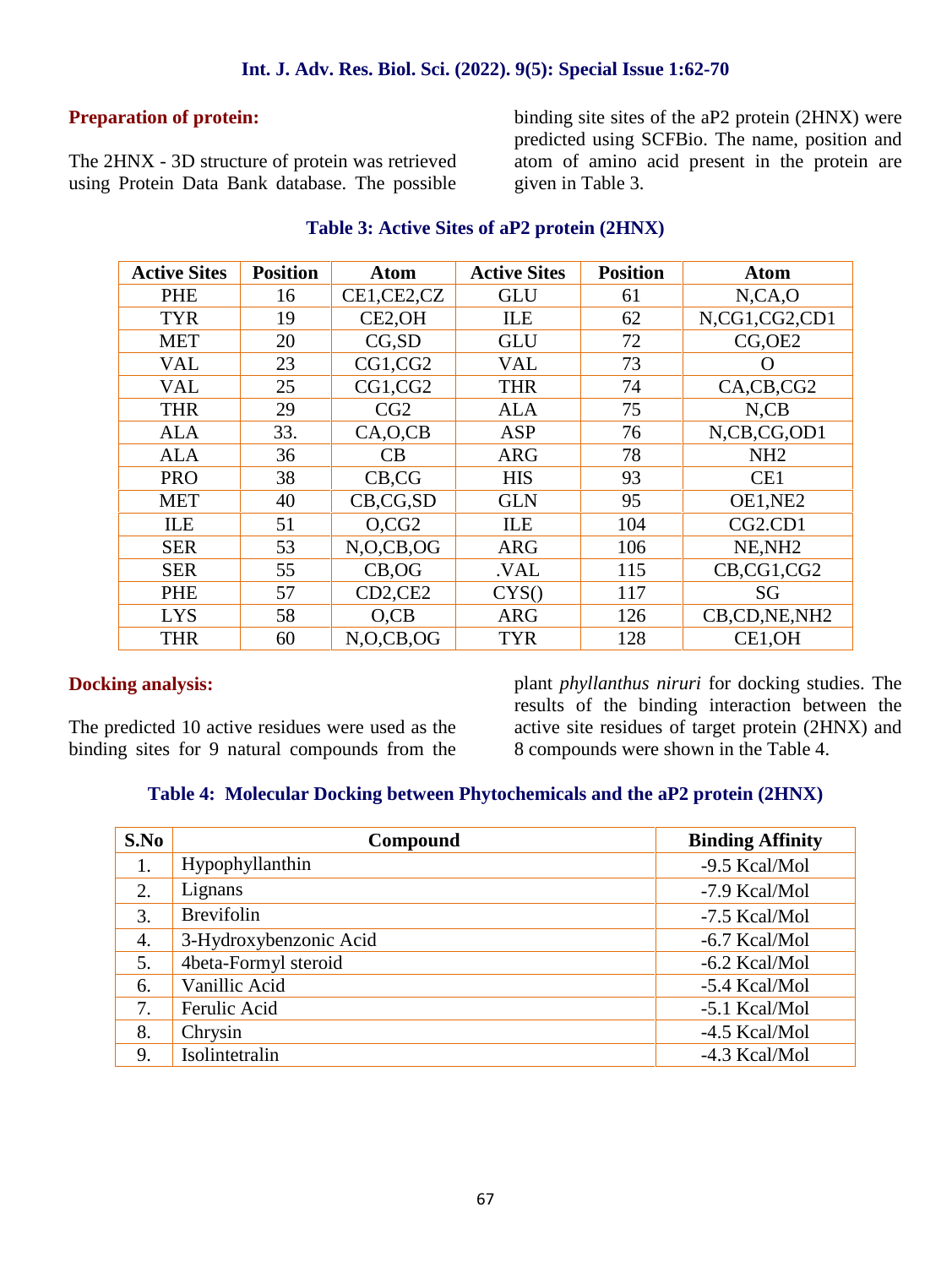**Preparation of protein:**

The 2HNX - 3D structure of protein was retrieved using Protein Data Bank database. The possible binding site sites of the aP2 protein (2HNX) were predicted using SCFBio. The name, position and atom of amino acid present in the protein are given in Table 3.

**Table 3: Active Sites of aP2 protein (2HNX)**

| Active Sites | Position | Atom | Active Sites | Position | Atom |
|---|---|---|---|---|---|
| PHE | 16 | CE1,CE2,CZ | GLU | 61 | N,CA,O |
| TYR | 19 | CE2,OH | ILE | 62 | N,CG1,CG2,CD1 |
| MET | 20 | CG,SD | GLU | 72 | CG,OE2 |
| VAL | 23 | CG1,CG2 | VAL | 73 | O |
| VAL | 25 | CG1,CG2 | THR | 74 | CA,CB,CG2 |
| THR | 29 | CG2 | ALA | 75 | N,CB |
| ALA | 33. | CA,O,CB | ASP | 76 | N,CB,CG,OD1 |
| ALA | 36 | CB | ARG | 78 | NH2 |
| PRO | 38 | CB,CG | HIS | 93 | CE1 |
| MET | 40 | CB,CG,SD | GLN | 95 | OE1,NE2 |
| ILE | 51 | O,CG2 | ILE | 104 | CG2.CD1 |
| SER | 53 | N,O,CB,OG | ARG | 106 | NE,NH2 |
| SER | 55 | CB,OG | .VAL | 115 | CB,CG1,CG2 |
| PHE | 57 | CD2,CE2 | CYS() | 117 | SG |
| LYS | 58 | O,CB | ARG | 126 | CB,CD,NE,NH2 |
| THR | 60 | N,O,CB,OG | TYR | 128 | CE1,OH |

**Docking analysis:**

The predicted 10 active residues were used as the binding sites for 9 natural compounds from the plant *phyllanthus niruri* for docking studies. The results of the binding interaction between the active site residues of target protein (2HNX) and 8 compounds were shown in the Table 4.

**Table 4: Molecular Docking between Phytochemicals and the aP2 protein (2HNX)**

| S.No | Compound | Binding Affinity |
|---|---|---|
| 1. | Hypophyllanthin | -9.5 Kcal/Mol |
| 2. | Lignans | -7.9 Kcal/Mol |
| 3. | Brevifolin | -7.5 Kcal/Mol |
| 4. | 3-Hydroxybenzonic Acid | -6.7 Kcal/Mol |
| 5. | 4beta-Formyl steroid | -6.2 Kcal/Mol |
| 6. | Vanillic Acid | -5.4 Kcal/Mol |
| 7. | Ferulic Acid | -5.1 Kcal/Mol |
| 8. | Chrysin | -4.5 Kcal/Mol |
| 9. | Isolintetralin | -4.3 Kcal/Mol |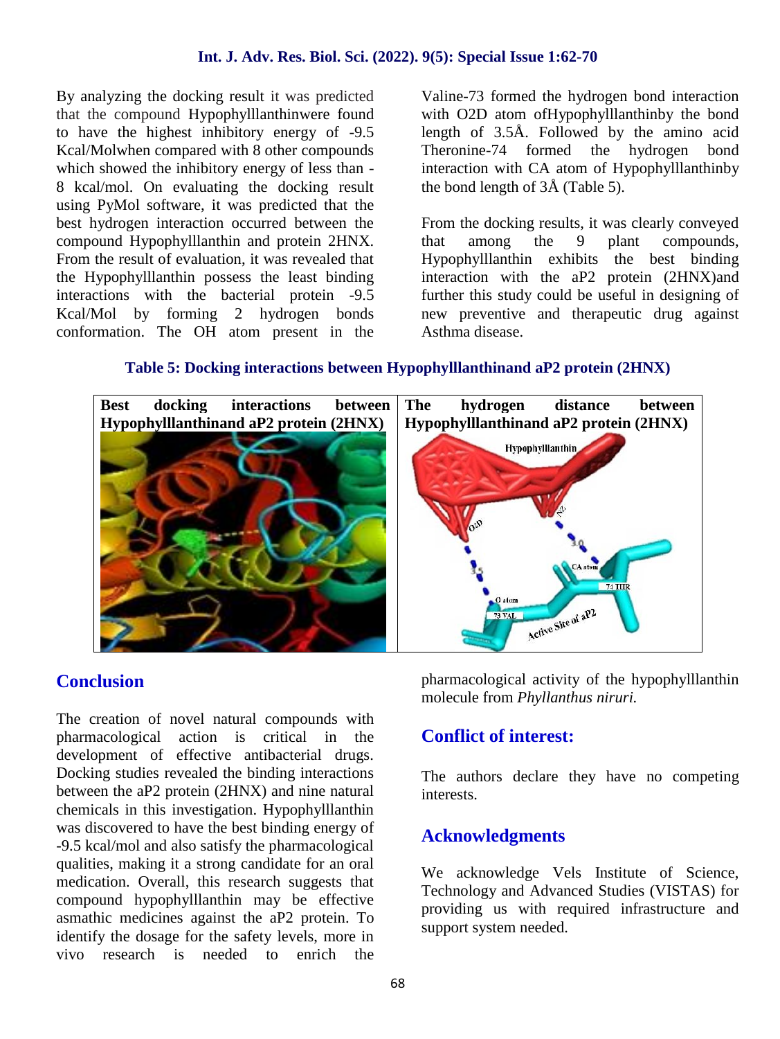By analyzing the docking result it was predicted that the compound Hypophyllanthinwere found to have the highest inhibitory energy of -9.5 Kcal/Molwhen compared with 8 other compounds which showed the inhibitory energy of less than -8 kcal/mol. On evaluating the docking result using PyMol software, it was predicted that the best hydrogen interaction occurred between the compound Hypophyllanthin and protein 2HNX. From the result of evaluation, it was revealed that the Hypophyllanthin possess the least binding interactions with the bacterial protein -9.5 Kcal/Mol by forming 2 hydrogen bonds conformation. The OH atom present in the Valine-73 formed the hydrogen bond interaction with O2D atom ofHypophyllanthinby the bond length of 3.5Å. Followed by the amino acid Theronine-74 formed the hydrogen bond interaction with CA atom of Hypophyllanthinby the bond length of 3Å (Table 5).

From the docking results, it was clearly conveyed that among the 9 plant compounds, Hypophyllanthin exhibits the best binding interaction with the aP2 protein (2HNX)and further this study could be useful in designing of new preventive and therapeutic drug against Asthma disease.

**Table 5: Docking interactions between Hypophyllanthinand aP2 protein (2HNX)**

| Best docking interactions between Hypophyllanthinand aP2 protein (2HNX) | The hydrogen distance between Hypophyllanthinand aP2 protein (2HNX) |
|---|---|
| | |

## Conclusion

The creation of novel natural compounds with pharmacological action is critical in the development of effective antibacterial drugs. Docking studies revealed the binding interactions between the aP2 protein (2HNX) and nine natural chemicals in this investigation. Hypophyllanthin was discovered to have the best binding energy of -9.5 kcal/mol and also satisfy the pharmacological qualities, making it a strong candidate for an oral medication. Overall, this research suggests that compound hypophyllanthin may be effective asmathic medicines against the aP2 protein. To identify the dosage for the safety levels, more in vivo research is needed to enrich the pharmacological activity of the hypophyllanthin molecule from *Phyllanthus niruri.*

## Conflict of interest:

The authors declare they have no competing interests.

## Acknowledgments

We acknowledge Vels Institute of Science, Technology and Advanced Studies (VISTAS) for providing us with required infrastructure and support system needed.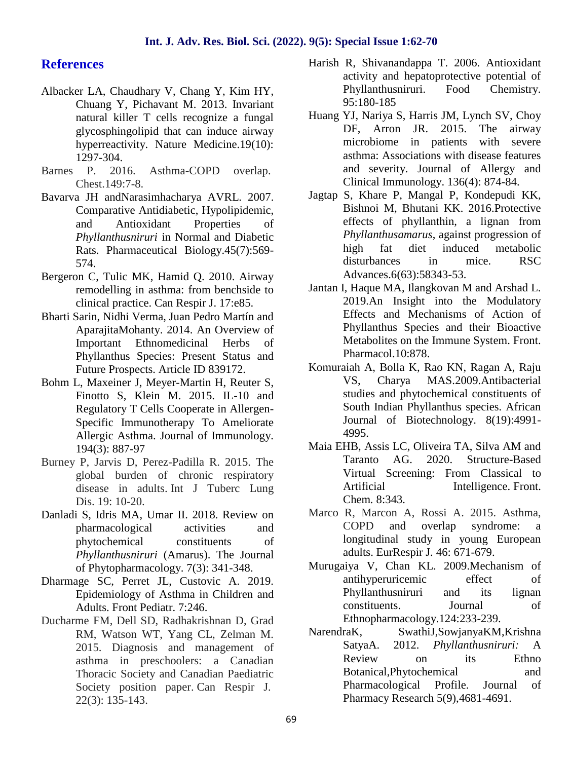## References

Albacker LA, Chaudhary V, Chang Y, Kim HY, Chuang Y, Pichavant M. 2013. Invariant natural killer T cells recognize a fungal glycosphingolipid that can induce airway hyperreactivity. Nature Medicine.19(10): 1297-304.

Barnes P. 2016. Asthma-COPD overlap. Chest.149:7-8.

Bavarva JH andNarasimhacharya AVRL. 2007. Comparative Antidiabetic, Hypolipidemic, and Antioxidant Properties of *Phyllanthusniruri* in Normal and Diabetic Rats. Pharmaceutical Biology.45(7):569-574.

Bergeron C, Tulic MK, Hamid Q. 2010. Airway remodelling in asthma: from benchside to clinical practice. Can Respir J. 17:e85.

Bharti Sarin, Nidhi Verma, Juan Pedro Martín and AparajitaMohanty. 2014. An Overview of Important Ethnomedicinal Herbs of Phyllanthus Species: Present Status and Future Prospects. Article ID 839172.

Bohm L, Maxeiner J, Meyer-Martin H, Reuter S, Finotto S, Klein M. 2015. IL-10 and Regulatory T Cells Cooperate in Allergen-Specific Immunotherapy To Ameliorate Allergic Asthma. Journal of Immunology. 194(3): 887-97

Burney P, Jarvis D, Perez-Padilla R. 2015. The global burden of chronic respiratory disease in adults. Int J Tuberc Lung Dis. 19: 10-20.

Danladi S, Idris MA, Umar II. 2018. Review on pharmacological activities and phytochemical constituents of *Phyllanthusniruri* (Amarus). The Journal of Phytopharmacology. 7(3): 341-348.

Dharmage SC, Perret JL, Custovic A. 2019. Epidemiology of Asthma in Children and Adults. Front Pediatr. 7:246.

Ducharme FM, Dell SD, Radhakrishnan D, Grad RM, Watson WT, Yang CL, Zelman M. 2015. Diagnosis and management of asthma in preschoolers: a Canadian Thoracic Society and Canadian Paediatric Society position paper. Can Respir J. 22(3): 135-143.

Harish R, Shivanandappa T. 2006. Antioxidant activity and hepatoprotective potential of Phyllanthusniruri. Food Chemistry. 95:180-185

Huang YJ, Nariya S, Harris JM, Lynch SV, Choy DF, Arron JR. 2015. The airway microbiome in patients with severe asthma: Associations with disease features and severity. Journal of Allergy and Clinical Immunology. 136(4): 874-84.

Jagtap S, Khare P, Mangal P, Kondepudi KK, Bishnoi M, Bhutani KK. 2016.Protective effects of phyllanthin, a lignan from *Phyllanthusamarus*, against progression of high fat diet induced metabolic disturbances in mice. RSC Advances.6(63):58343-53.

Jantan I, Haque MA, Ilangkovan M and Arshad L. 2019.An Insight into the Modulatory Effects and Mechanisms of Action of Phyllanthus Species and their Bioactive Metabolites on the Immune System. Front. Pharmacol.10:878.

Komuraiah A, Bolla K, Rao KN, Ragan A, Raju VS, Charya MAS.2009.Antibacterial studies and phytochemical constituents of South Indian Phyllanthus species. African Journal of Biotechnology. 8(19):4991-4995.

Maia EHB, Assis LC, Oliveira TA, Silva AM and Taranto AG. 2020. Structure-Based Virtual Screening: From Classical to Artificial Intelligence. Front. Chem. 8:343.

Marco R, Marcon A, Rossi A. 2015. Asthma, COPD and overlap syndrome: a longitudinal study in young European adults. EurRespir J. 46: 671-679.

Murugaiya V, Chan KL. 2009.Mechanism of antihyperuricemic effect of Phyllanthusniruri and its lignan constituents. Journal of Ethnopharmacology.124:233-239.

NarendraK, SwathiJ,SowjanyaKM,Krishna SatyaA. 2012. *Phyllanthusniruri:* A Review on its Ethno Botanical,Phytochemical and Pharmacological Profile. Journal of Pharmacy Research 5(9),4681-4691.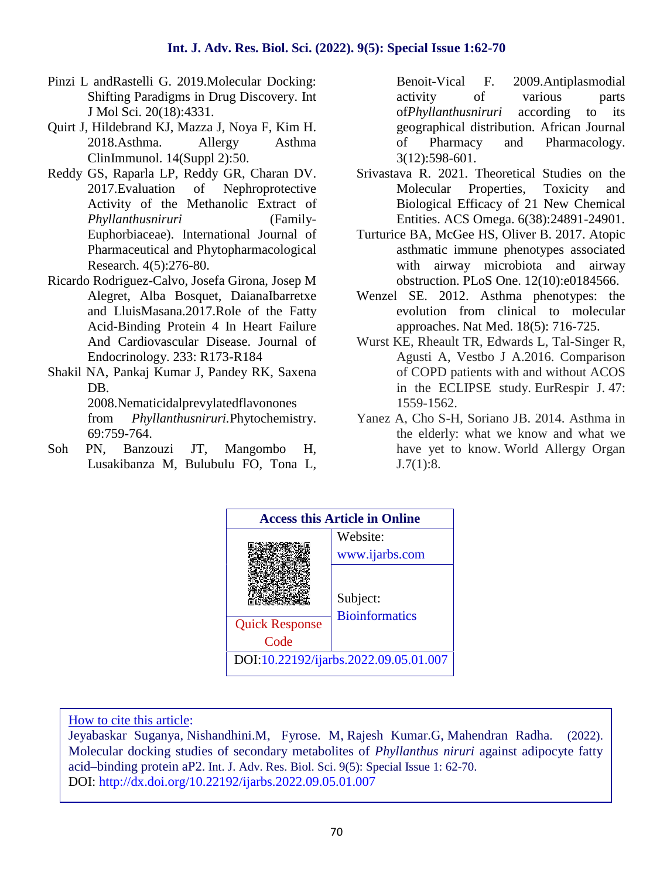Pinzi L andRastelli G. 2019.Molecular Docking: Shifting Paradigms in Drug Discovery. Int J Mol Sci. 20(18):4331.

Quirt J, Hildebrand KJ, Mazza J, Noya F, Kim H. 2018.Asthma. Allergy Asthma ClinImmunol. 14(Suppl 2):50.

Reddy GS, Raparla LP, Reddy GR, Charan DV. 2017.Evaluation of Nephroprotective Activity of the Methanolic Extract of *Phyllanthusniruri* (Family-Euphorbiaceae). International Journal of Pharmaceutical and Phytopharmacological Research. 4(5):276-80.

Ricardo Rodriguez-Calvo, Josefa Girona, Josep M Alegret, Alba Bosquet, DaianaIbarretxe and LluisMasana.2017.Role of the Fatty Acid-Binding Protein 4 In Heart Failure And Cardiovascular Disease. Journal of Endocrinology. 233: R173-R184

Shakil NA, Pankaj Kumar J, Pandey RK, Saxena DB. 2008.Nematicidalprevylatedflavonones from *Phyllanthusniruri.*Phytochemistry. 69:759-764.

Soh PN, Banzouzi JT, Mangombo H, Lusakibanza M, Bulubulu FO, Tona L, Benoit-Vical F. 2009.Antiplasmodial activity of various parts of*Phyllanthusniruri* according to its geographical distribution. African Journal of Pharmacy and Pharmacology. 3(12):598-601.

Srivastava R. 2021. Theoretical Studies on the Molecular Properties, Toxicity and Biological Efficacy of 21 New Chemical Entities. ACS Omega. 6(38):24891-24901.

Turturice BA, McGee HS, Oliver B. 2017. Atopic asthmatic immune phenotypes associated with airway microbiota and airway obstruction. PLoS One. 12(10):e0184566.

Wenzel SE. 2012. Asthma phenotypes: the evolution from clinical to molecular approaches. Nat Med. 18(5): 716-725.

Wurst KE, Rheault TR, Edwards L, Tal-Singer R, Agusti A, Vestbo J A.2016. Comparison of COPD patients with and without ACOS in the ECLIPSE study. EurRespir J. 47: 1559-1562.

Yanez A, Cho S-H, Soriano JB. 2014. Asthma in the elderly: what we know and what we have yet to know. World Allergy Organ J.7(1):8.

| Access this Article in Online | |
|---|---|
| | Website: www.ijarbs.com |
| Quick Response Code | Subject: Bioinformatics |
| DOI:10.22192/ijarbs.2022.09.05.01.007 | |

How to cite this article:
Jeyabaskar Suganya, Nishandhini.M, Fyrose. M, Rajesh Kumar.G, Mahendran Radha. (2022). Molecular docking studies of secondary metabolites of *Phyllanthus niruri* against adipocyte fatty acid–binding protein aP2. Int. J. Adv. Res. Biol. Sci. 9(5): Special Issue 1: 62-70.
DOI: http://dx.doi.org/10.22192/ijarbs.2022.09.05.01.007